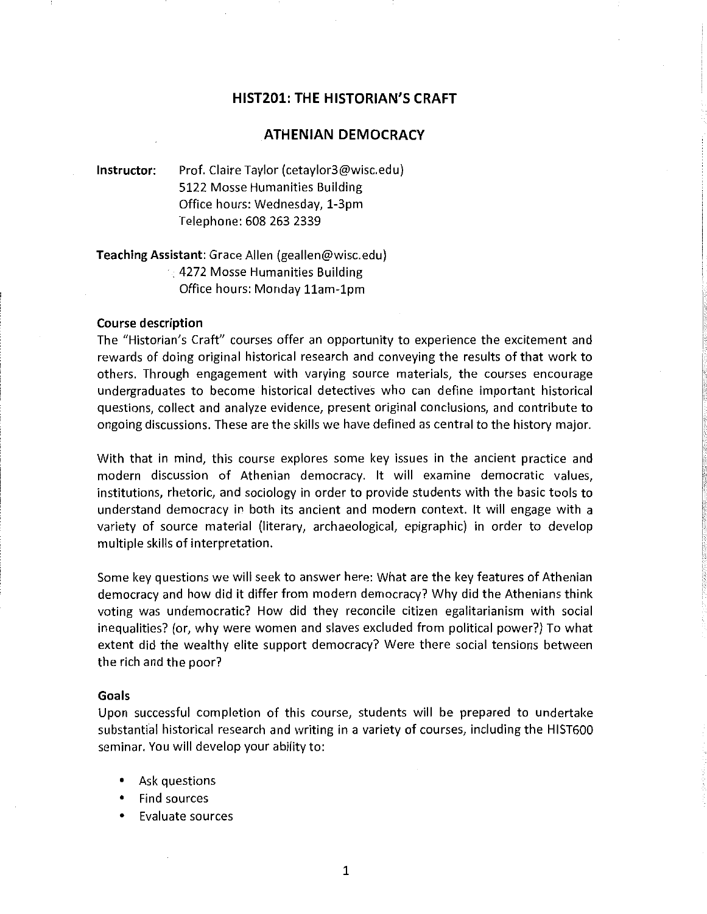# HIST201: THE HISTORIAN'S CRAFT

## ATHENIAN DEMOCRACY

**Instructor:** Prof. Claire Taylor (cetaylor3@wisc.edu)
5122 Mosse Humanities Building
Office hours: Wednesday, 1-3pm
Telephone: 608 263 2339

**Teaching Assistant**: Grace Allen (geallen@wisc.edu)
4272 Mosse Humanities Building
Office hours: Monday 11am-1pm

**Course description**

The "Historian's Craft" courses offer an opportunity to experience the excitement and rewards of doing original historical research and conveying the results of that work to others. Through engagement with varying source materials, the courses encourage undergraduates to become historical detectives who can define important historical questions, collect and analyze evidence, present original conclusions, and contribute to ongoing discussions. These are the skills we have defined as central to the history major.

With that in mind, this course explores some key issues in the ancient practice and modern discussion of Athenian democracy. It will examine democratic values, institutions, rhetoric, and sociology in order to provide students with the basic tools to understand democracy in both its ancient and modern context. It will engage with a variety of source material (literary, archaeological, epigraphic) in order to develop multiple skills of interpretation.

Some key questions we will seek to answer here: What are the key features of Athenian democracy and how did it differ from modern democracy? Why did the Athenians think voting was undemocratic? How did they reconcile citizen egalitarianism with social inequalities? (or, why were women and slaves excluded from political power?) To what extent did the wealthy elite support democracy? Were there social tensions between the rich and the poor?

**Goals**

Upon successful completion of this course, students will be prepared to undertake substantial historical research and writing in a variety of courses, including the HIST600 seminar. You will develop your ability to:

- Ask questions
- Find sources
- Evaluate sources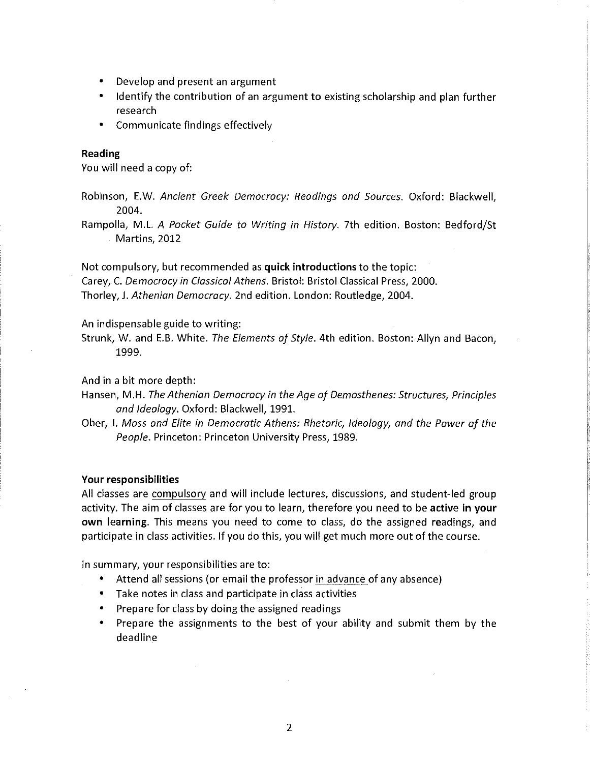- Develop and present an argument
- Identify the contribution of an argument to existing scholarship and plan further research
- Communicate findings effectively

**Reading**

You will need a copy of:

Robinson, E.W. *Ancient Greek Democracy: Readings and Sources*. Oxford: Blackwell, 2004.

Rampolla, M.L. *A Pocket Guide to Writing in History*. 7th edition. Boston: Bedford/St Martins, 2012

Not compulsory, but recommended as **quick introductions** to the topic:

Carey, C. *Democracy in Classical Athens*. Bristol: Bristol Classical Press, 2000.

Thorley, J. *Athenian Democracy*. 2nd edition. London: Routledge, 2004.

An indispensable guide to writing:

Strunk, W. and E.B. White. *The Elements of Style*. 4th edition. Boston: Allyn and Bacon, 1999.

And in a bit more depth:

Hansen, M.H. *The Athenian Democracy in the Age of Demosthenes: Structures, Principles and Ideology*. Oxford: Blackwell, 1991.

Ober, J. *Mass and Elite in Democratic Athens: Rhetoric, Ideology, and the Power of the People*. Princeton: Princeton University Press, 1989.

**Your responsibilities**

All classes are compulsory and will include lectures, discussions, and student-led group activity. The aim of classes are for you to learn, therefore you need to be **active in your own learning**. This means you need to come to class, do the assigned readings, and participate in class activities. If you do this, you will get much more out of the course.

In summary, your responsibilities are to:

- Attend all sessions (or email the professor in advance of any absence)
- Take notes in class and participate in class activities
- Prepare for class by doing the assigned readings
- Prepare the assignments to the best of your ability and submit them by the deadline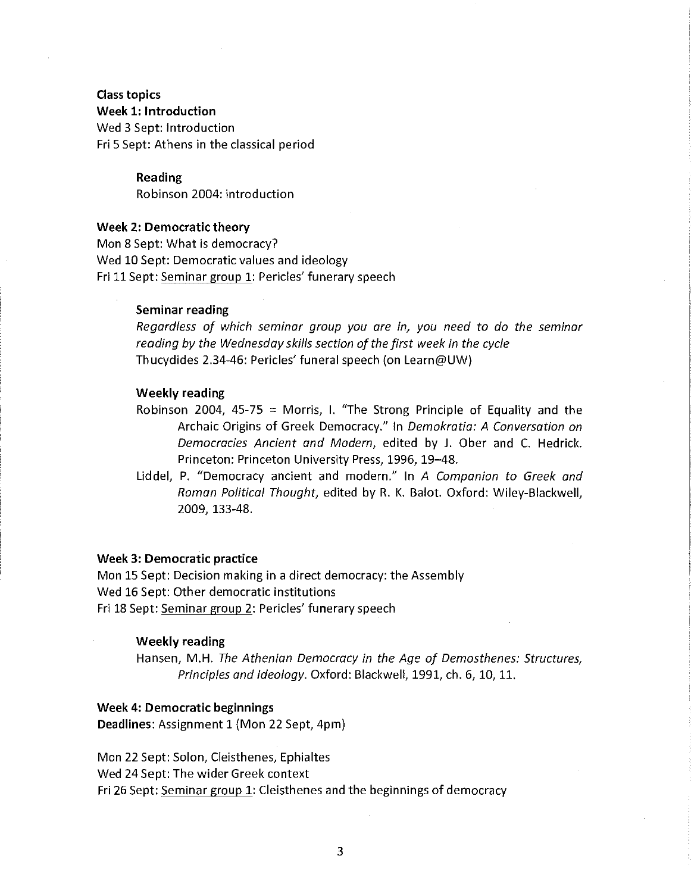**Class topics**

**Week 1: Introduction**

Wed 3 Sept: Introduction
Fri 5 Sept: Athens in the classical period

**Reading**

Robinson 2004: introduction

**Week 2: Democratic theory**

Mon 8 Sept: What is democracy?
Wed 10 Sept: Democratic values and ideology
Fri 11 Sept: <u>Seminar group 1</u>: Pericles' funerary speech

**Seminar reading**

*Regardless of which seminar group you are in, you need to do the seminar reading by the Wednesday skills section of the first week in the cycle*
Thucydides 2.34-46: Pericles' funeral speech (on Learn@UW)

**Weekly reading**

Robinson 2004, 45-75 = Morris, I. "The Strong Principle of Equality and the Archaic Origins of Greek Democracy." In *Demokratia: A Conversation on Democracies Ancient and Modern*, edited by J. Ober and C. Hedrick. Princeton: Princeton University Press, 1996, 19–48.

Liddel, P. "Democracy ancient and modern." In *A Companion to Greek and Roman Political Thought*, edited by R. K. Balot. Oxford: Wiley-Blackwell, 2009, 133-48.

**Week 3: Democratic practice**

Mon 15 Sept: Decision making in a direct democracy: the Assembly
Wed 16 Sept: Other democratic institutions
Fri 18 Sept: <u>Seminar group 2</u>: Pericles' funerary speech

**Weekly reading**

Hansen, M.H. *The Athenian Democracy in the Age of Demosthenes: Structures, Principles and Ideology*. Oxford: Blackwell, 1991, ch. 6, 10, 11.

**Week 4: Democratic beginnings**

**Deadlines**: Assignment 1 (Mon 22 Sept, 4pm)

Mon 22 Sept: Solon, Cleisthenes, Ephialtes
Wed 24 Sept: The wider Greek context
Fri 26 Sept: <u>Seminar group 1</u>: Cleisthenes and the beginnings of democracy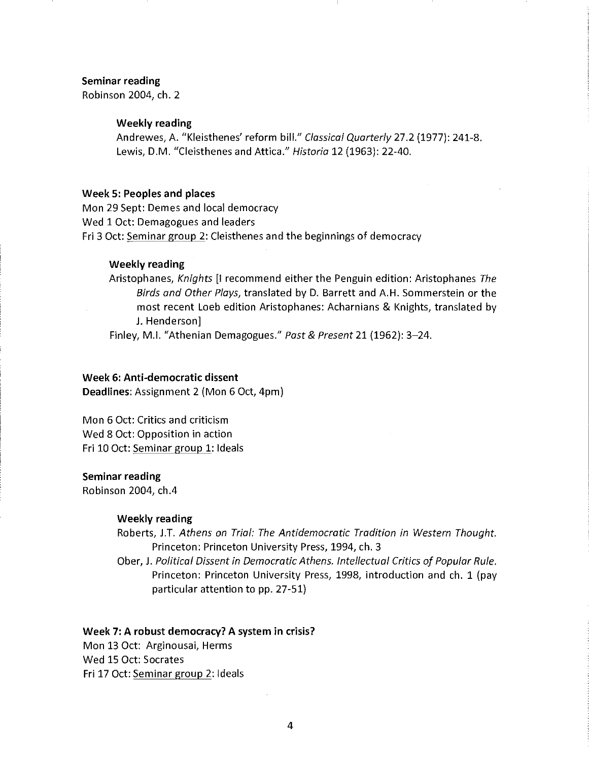**Seminar reading**
Robinson 2004, ch. 2

**Weekly reading**

Andrewes, A. "Kleisthenes' reform bill." *Classical Quarterly* 27.2 (1977): 241-8.
Lewis, D.M. "Cleisthenes and Attica." *Historia* 12 (1963): 22-40.

## Week 5: Peoples and places

Mon 29 Sept: Demes and local democracy
Wed 1 Oct: Demagogues and leaders
Fri 3 Oct: Seminar group 2: Cleisthenes and the beginnings of democracy

**Weekly reading**

Aristophanes, *Knights* [I recommend either the Penguin edition: Aristophanes *The Birds and Other Plays*, translated by D. Barrett and A.H. Sommerstein or the most recent Loeb edition Aristophanes: Acharnians & Knights, translated by J. Henderson]
Finley, M.I. "Athenian Demagogues." *Past & Present* 21 (1962): 3–24.

## Week 6: Anti-democratic dissent

**Deadlines**: Assignment 2 (Mon 6 Oct, 4pm)

Mon 6 Oct: Critics and criticism
Wed 8 Oct: Opposition in action
Fri 10 Oct: Seminar group 1: Ideals

**Seminar reading**
Robinson 2004, ch.4

**Weekly reading**

Roberts, J.T. *Athens on Trial: The Antidemocratic Tradition in Western Thought.* Princeton: Princeton University Press, 1994, ch. 3
Ober, J. *Political Dissent in Democratic Athens. Intellectual Critics of Popular Rule.* Princeton: Princeton University Press, 1998, introduction and ch. 1 (pay particular attention to pp. 27-51)

## Week 7: A robust democracy? A system in crisis?

Mon 13 Oct: Arginousai, Herms
Wed 15 Oct: Socrates
Fri 17 Oct: Seminar group 2: Ideals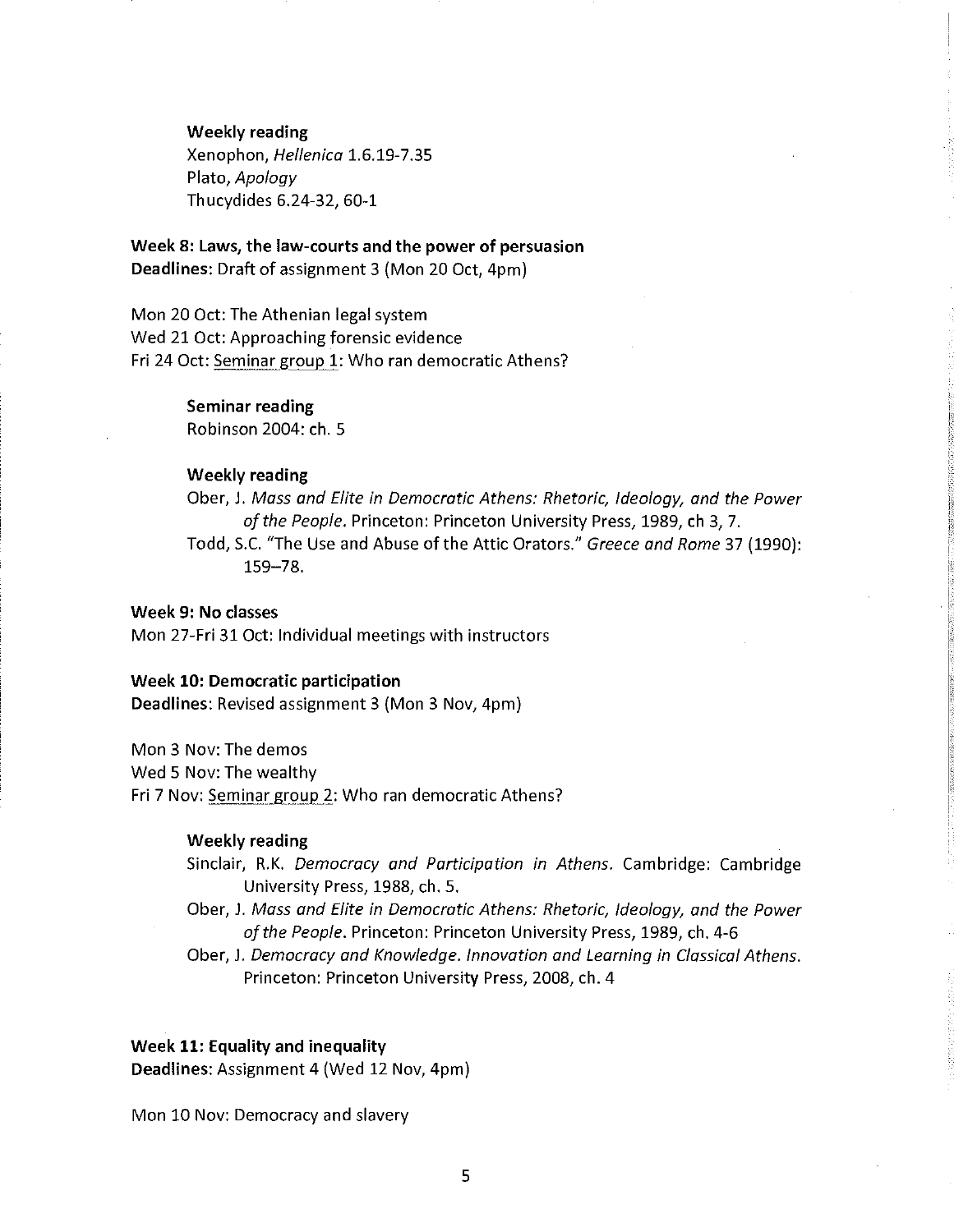**Weekly reading**

Xenophon, *Hellenica* 1.6.19-7.35
Plato, *Apology*
Thucydides 6.24-32, 60-1

**Week 8: Laws, the law-courts and the power of persuasion**
**Deadlines:** Draft of assignment 3 (Mon 20 Oct, 4pm)

Mon 20 Oct: The Athenian legal system
Wed 21 Oct: Approaching forensic evidence
Fri 24 Oct: Seminar group 1: Who ran democratic Athens?

**Seminar reading**

Robinson 2004: ch. 5

**Weekly reading**

Ober, J. *Mass and Elite in Democratic Athens: Rhetoric, Ideology, and the Power of the People*. Princeton: Princeton University Press, 1989, ch 3, 7.
Todd, S.C. "The Use and Abuse of the Attic Orators." *Greece and Rome* 37 (1990): 159–78.

**Week 9: No classes**
Mon 27-Fri 31 Oct: Individual meetings with instructors

**Week 10: Democratic participation**
**Deadlines**: Revised assignment 3 (Mon 3 Nov, 4pm)

Mon 3 Nov: The demos
Wed 5 Nov: The wealthy
Fri 7 Nov: Seminar group 2: Who ran democratic Athens?

**Weekly reading**

Sinclair, R.K. *Democracy and Participation in Athens*. Cambridge: Cambridge University Press, 1988, ch. 5.
Ober, J. *Mass and Elite in Democratic Athens: Rhetoric, Ideology, and the Power of the People*. Princeton: Princeton University Press, 1989, ch. 4-6
Ober, J. *Democracy and Knowledge. Innovation and Learning in Classical Athens*. Princeton: Princeton University Press, 2008, ch. 4

**Week 11: Equality and inequality**
**Deadlines:** Assignment 4 (Wed 12 Nov, 4pm)

Mon 10 Nov: Democracy and slavery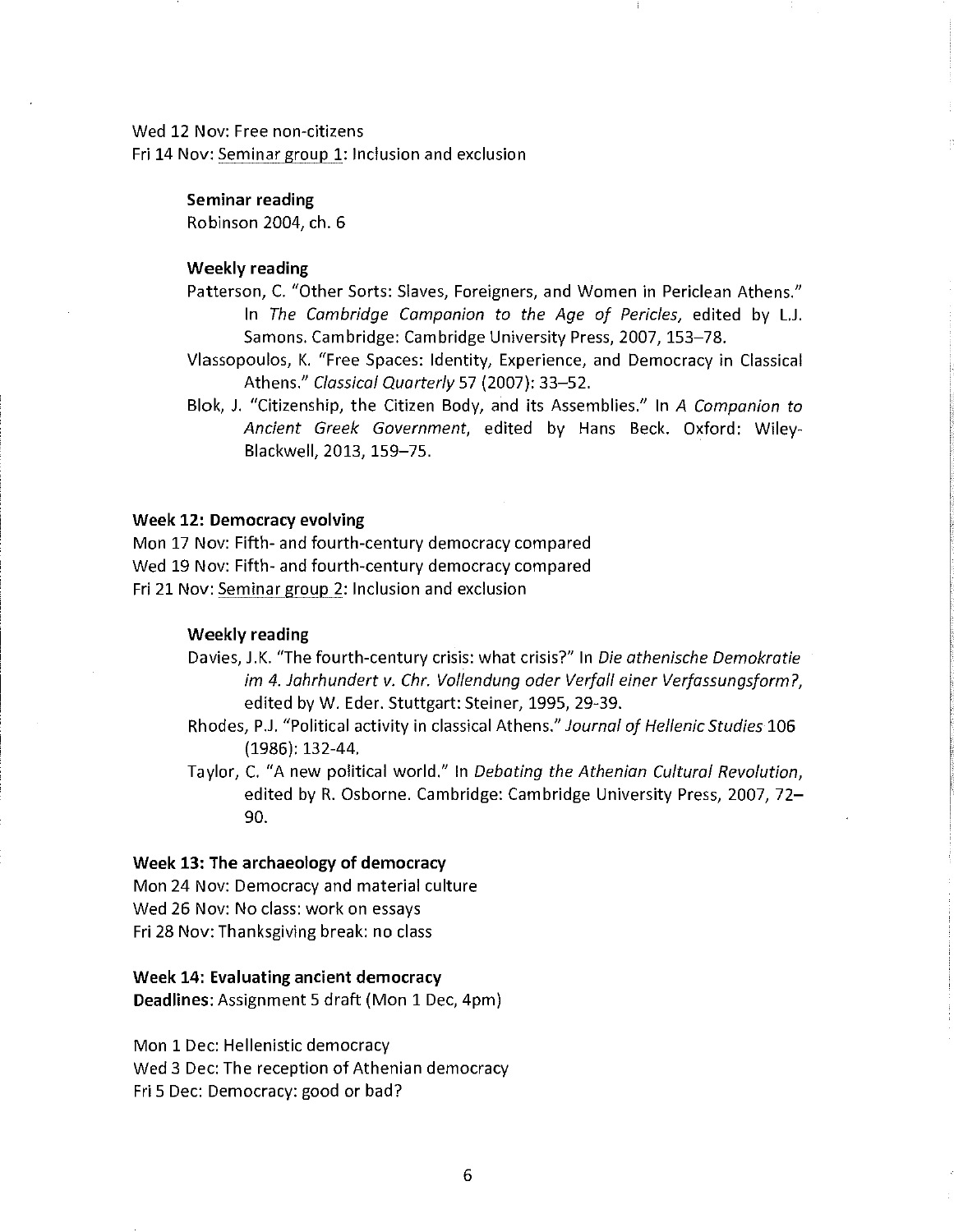Wed 12 Nov: Free non-citizens
Fri 14 Nov: Seminar group 1: Inclusion and exclusion

**Seminar reading**
Robinson 2004, ch. 6

**Weekly reading**

Patterson, C. "Other Sorts: Slaves, Foreigners, and Women in Periclean Athens." In *The Cambridge Companion to the Age of Pericles*, edited by L.J. Samons. Cambridge: Cambridge University Press, 2007, 153–78.

Vlassopoulos, K. "Free Spaces: Identity, Experience, and Democracy in Classical Athens." *Classical Quarterly* 57 (2007): 33–52.

Blok, J. "Citizenship, the Citizen Body, and its Assemblies." In *A Companion to Ancient Greek Government*, edited by Hans Beck. Oxford: Wiley-Blackwell, 2013, 159–75.

**Week 12: Democracy evolving**

Mon 17 Nov: Fifth- and fourth-century democracy compared
Wed 19 Nov: Fifth- and fourth-century democracy compared
Fri 21 Nov: Seminar group 2: Inclusion and exclusion

**Weekly reading**

Davies, J.K. "The fourth-century crisis: what crisis?" In *Die athenische Demokratie im 4. Jahrhundert v. Chr. Vollendung oder Verfall einer Verfassungsform?*, edited by W. Eder. Stuttgart: Steiner, 1995, 29-39.

Rhodes, P.J. "Political activity in classical Athens." *Journal of Hellenic Studies* 106 (1986): 132-44.

Taylor, C. "A new political world." In *Debating the Athenian Cultural Revolution*, edited by R. Osborne. Cambridge: Cambridge University Press, 2007, 72–90.

**Week 13: The archaeology of democracy**

Mon 24 Nov: Democracy and material culture
Wed 26 Nov: No class: work on essays
Fri 28 Nov: Thanksgiving break: no class

**Week 14: Evaluating ancient democracy**

**Deadlines**: Assignment 5 draft (Mon 1 Dec, 4pm)

Mon 1 Dec: Hellenistic democracy
Wed 3 Dec: The reception of Athenian democracy
Fri 5 Dec: Democracy: good or bad?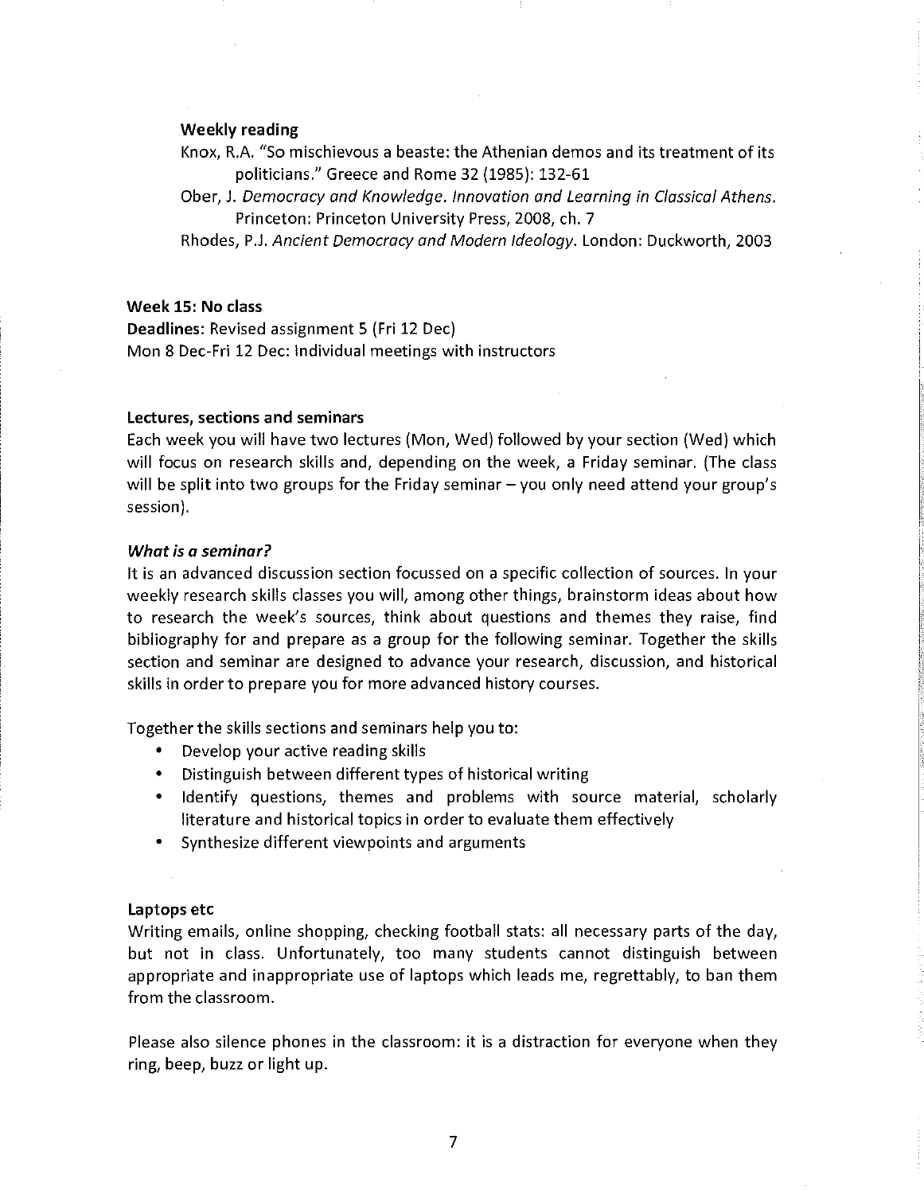**Weekly reading**

Knox, R.A. "So mischievous a beaste: the Athenian demos and its treatment of its politicians." Greece and Rome 32 (1985): 132-61

Ober, J. *Democracy and Knowledge. Innovation and Learning in Classical Athens.* Princeton: Princeton University Press, 2008, ch. 7

Rhodes, P.J. *Ancient Democracy and Modern Ideology.* London: Duckworth, 2003

**Week 15: No class**

**Deadlines:** Revised assignment 5 (Fri 12 Dec)

Mon 8 Dec-Fri 12 Dec: Individual meetings with instructors

**Lectures, sections and seminars**

Each week you will have two lectures (Mon, Wed) followed by your section (Wed) which will focus on research skills and, depending on the week, a Friday seminar. (The class will be split into two groups for the Friday seminar – you only need attend your group's session).

***What is a seminar?***

It is an advanced discussion section focussed on a specific collection of sources. In your weekly research skills classes you will, among other things, brainstorm ideas about how to research the week's sources, think about questions and themes they raise, find bibliography for and prepare as a group for the following seminar. Together the skills section and seminar are designed to advance your research, discussion, and historical skills in order to prepare you for more advanced history courses.

Together the skills sections and seminars help you to:

- Develop your active reading skills
- Distinguish between different types of historical writing
- Identify questions, themes and problems with source material, scholarly literature and historical topics in order to evaluate them effectively
- Synthesize different viewpoints and arguments

**Laptops etc**

Writing emails, online shopping, checking football stats: all necessary parts of the day, but not in class. Unfortunately, too many students cannot distinguish between appropriate and inappropriate use of laptops which leads me, regrettably, to ban them from the classroom.

Please also silence phones in the classroom: it is a distraction for everyone when they ring, beep, buzz or light up.